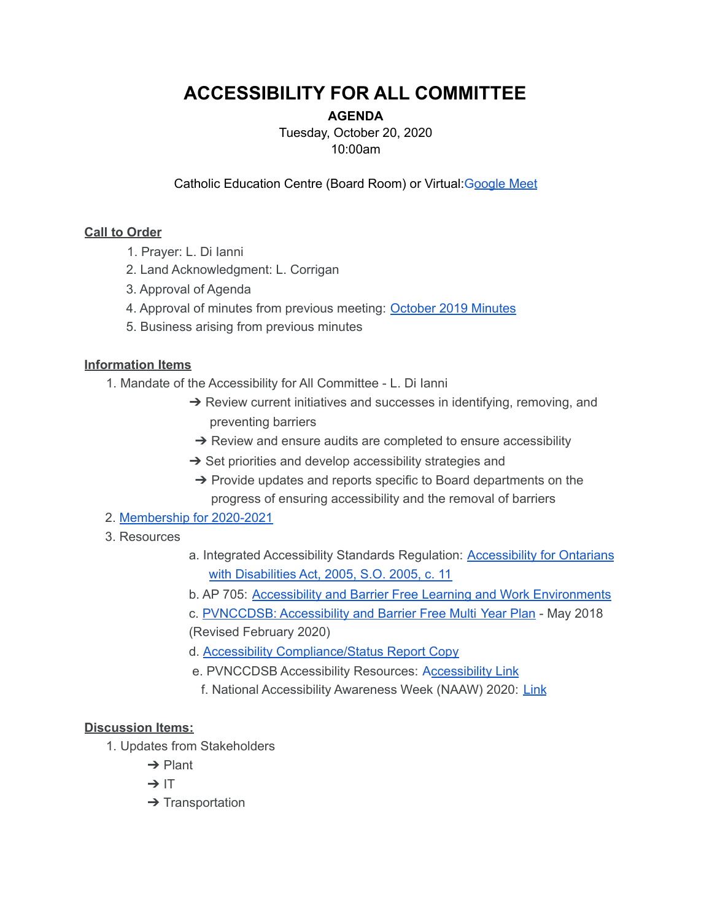# ACCESSIBILITY FOR ALL COMMITTEE

**AGENDA**

Tuesday, October 20, 2020

10:00am

Catholic Education Centre (Board Room) or Virtual:Google Meet

## Call to Order

1. Prayer: L. Di Ianni
2. Land Acknowledgment: L. Corrigan
3. Approval of Agenda
4. Approval of minutes from previous meeting: October 2019 Minutes
5. Business arising from previous minutes

## Information Items

1. Mandate of the Accessibility for All Committee - L. Di Ianni
   - ➔ Review current initiatives and successes in identifying, removing, and preventing barriers
   - ➔ Review and ensure audits are completed to ensure accessibility
   - ➔ Set priorities and develop accessibility strategies and
   - ➔ Provide updates and reports specific to Board departments on the progress of ensuring accessibility and the removal of barriers
2. Membership for 2020-2021
3. Resources
   a. Integrated Accessibility Standards Regulation: Accessibility for Ontarians with Disabilities Act, 2005, S.O. 2005, c. 11
   b. AP 705: Accessibility and Barrier Free Learning and Work Environments
   c. PVNCCDSB: Accessibility and Barrier Free Multi Year Plan - May 2018 (Revised February 2020)
   d. Accessibility Compliance/Status Report Copy
   e. PVNCCDSB Accessibility Resources: Accessibility Link
   f. National Accessibility Awareness Week (NAAW) 2020: Link

## Discussion Items:

1. Updates from Stakeholders
   - ➔ Plant
   - ➔ IT
   - ➔ Transportation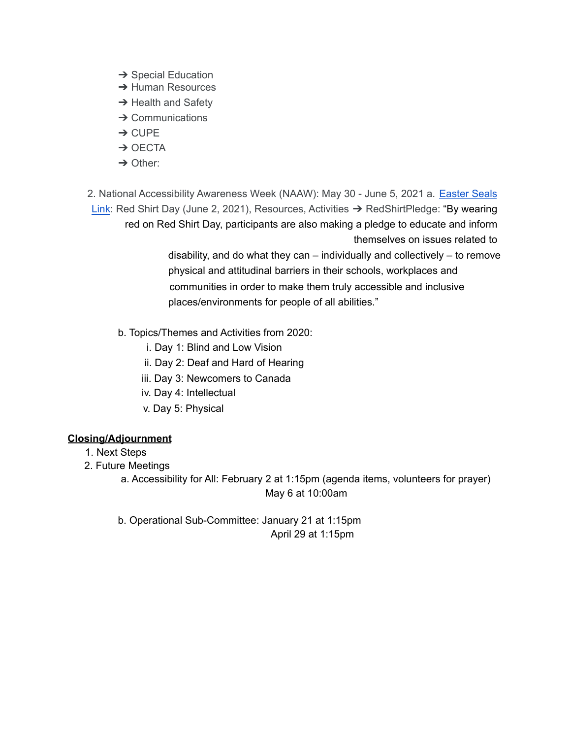- ➔ Special Education
- ➔ Human Resources
- ➔ Health and Safety
- ➔ Communications
- ➔ CUPE
- ➔ OECTA
- ➔ Other:

2. National Accessibility Awareness Week (NAAW): May 30 - June 5, 2021
   a. [Easter Seals Link](): Red Shirt Day (June 2, 2021), Resources, Activities ➔ RedShirtPledge: "By wearing red on Red Shirt Day, participants are also making a pledge to educate and inform themselves on issues related to disability, and do what they can – individually and collectively – to remove physical and attitudinal barriers in their schools, workplaces and communities in order to make them truly accessible and inclusive places/environments for people of all abilities."

   b. Topics/Themes and Activities from 2020:
      i. Day 1: Blind and Low Vision
      ii. Day 2: Deaf and Hard of Hearing
      iii. Day 3: Newcomers to Canada
      iv. Day 4: Intellectual
      v. Day 5: Physical

**<u>Closing/Adjournment</u>**

1. Next Steps
2. Future Meetings
   a. Accessibility for All: February 2 at 1:15pm (agenda items, volunteers for prayer)
      May 6 at 10:00am

   b. Operational Sub-Committee: January 21 at 1:15pm
      April 29 at 1:15pm